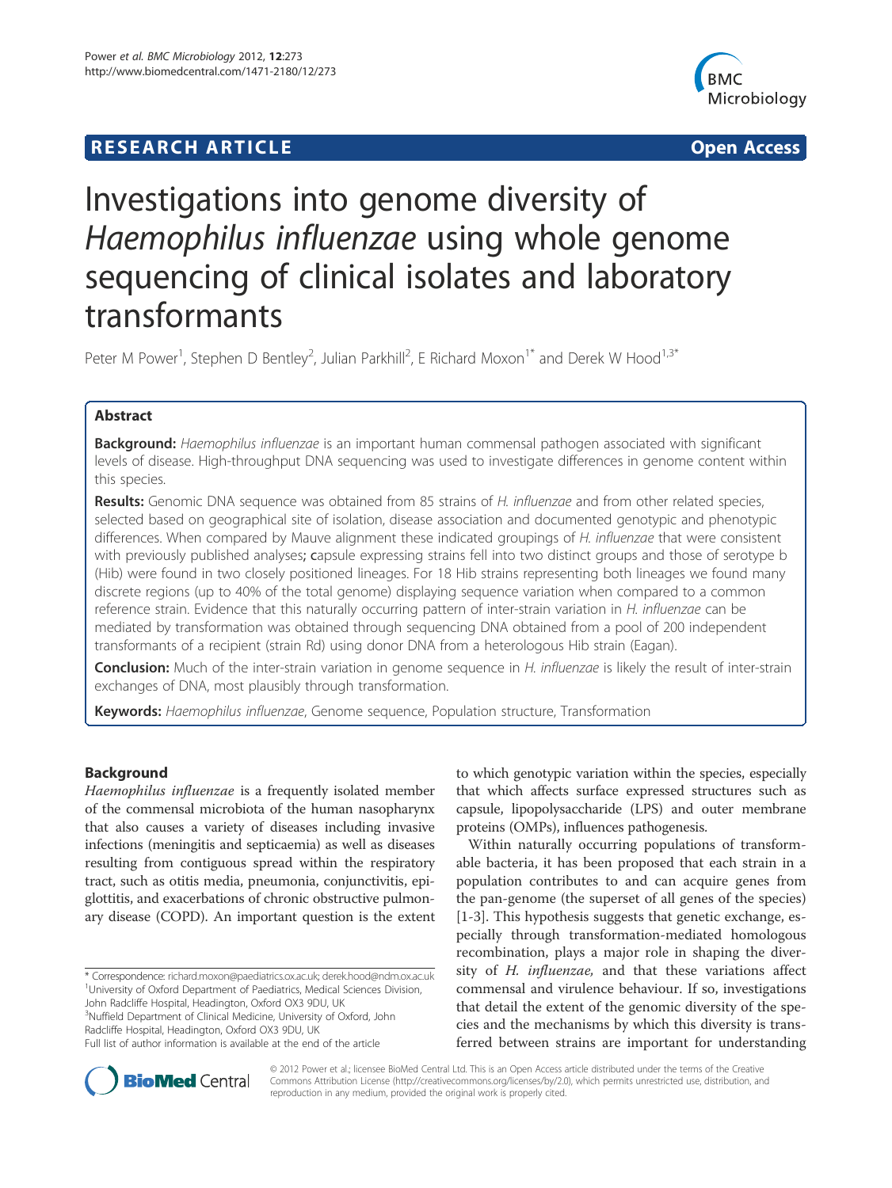**RESEARCH ARTICLE** **Open Access**

# Investigations into genome diversity of *Haemophilus influenzae* using whole genome sequencing of clinical isolates and laboratory transformants

Peter M Power[1], Stephen D Bentley[2], Julian Parkhill[2], E Richard Moxon[1*] and Derek W Hood[1,3*]

## Abstract

**Background:** *Haemophilus influenzae* is an important human commensal pathogen associated with significant levels of disease. High-throughput DNA sequencing was used to investigate differences in genome content within this species.

**Results:** Genomic DNA sequence was obtained from 85 strains of *H. influenzae* and from other related species, selected based on geographical site of isolation, disease association and documented genotypic and phenotypic differences. When compared by Mauve alignment these indicated groupings of *H. influenzae* that were consistent with previously published analyses; **c**apsule expressing strains fell into two distinct groups and those of serotype b (Hib) were found in two closely positioned lineages. For 18 Hib strains representing both lineages we found many discrete regions (up to 40% of the total genome) displaying sequence variation when compared to a common reference strain. Evidence that this naturally occurring pattern of inter-strain variation in *H. influenzae* can be mediated by transformation was obtained through sequencing DNA obtained from a pool of 200 independent transformants of a recipient (strain Rd) using donor DNA from a heterologous Hib strain (Eagan).

**Conclusion:** Much of the inter-strain variation in genome sequence in *H. influenzae* is likely the result of inter-strain exchanges of DNA, most plausibly through transformation.

**Keywords:** *Haemophilus influenzae*, Genome sequence, Population structure, Transformation

## Background

*Haemophilus influenzae* is a frequently isolated member of the commensal microbiota of the human nasopharynx that also causes a variety of diseases including invasive infections (meningitis and septicaemia) as well as diseases resulting from contiguous spread within the respiratory tract, such as otitis media, pneumonia, conjunctivitis, epiglottitis, and exacerbations of chronic obstructive pulmonary disease (COPD). An important question is the extent to which genotypic variation within the species, especially that which affects surface expressed structures such as capsule, lipopolysaccharide (LPS) and outer membrane proteins (OMPs), influences pathogenesis.

Within naturally occurring populations of transformable bacteria, it has been proposed that each strain in a population contributes to and can acquire genes from the pan-genome (the superset of all genes of the species) [1-3]. This hypothesis suggests that genetic exchange, especially through transformation-mediated homologous recombination, plays a major role in shaping the diversity of *H. influenzae,* and that these variations affect commensal and virulence behaviour. If so, investigations that detail the extent of the genomic diversity of the species and the mechanisms by which this diversity is transferred between strains are important for understanding

\* Correspondence: richard.moxon@paediatrics.ox.ac.uk; derek.hood@ndm.ox.ac.uk
[1]University of Oxford Department of Paediatrics, Medical Sciences Division, John Radcliffe Hospital, Headington, Oxford OX3 9DU, UK
[3]Nuffield Department of Clinical Medicine, University of Oxford, John Radcliffe Hospital, Headington, Oxford OX3 9DU, UK
Full list of author information is available at the end of the article

© 2012 Power et al.; licensee BioMed Central Ltd. This is an Open Access article distributed under the terms of the Creative Commons Attribution License (http://creativecommons.org/licenses/by/2.0), which permits unrestricted use, distribution, and reproduction in any medium, provided the original work is properly cited.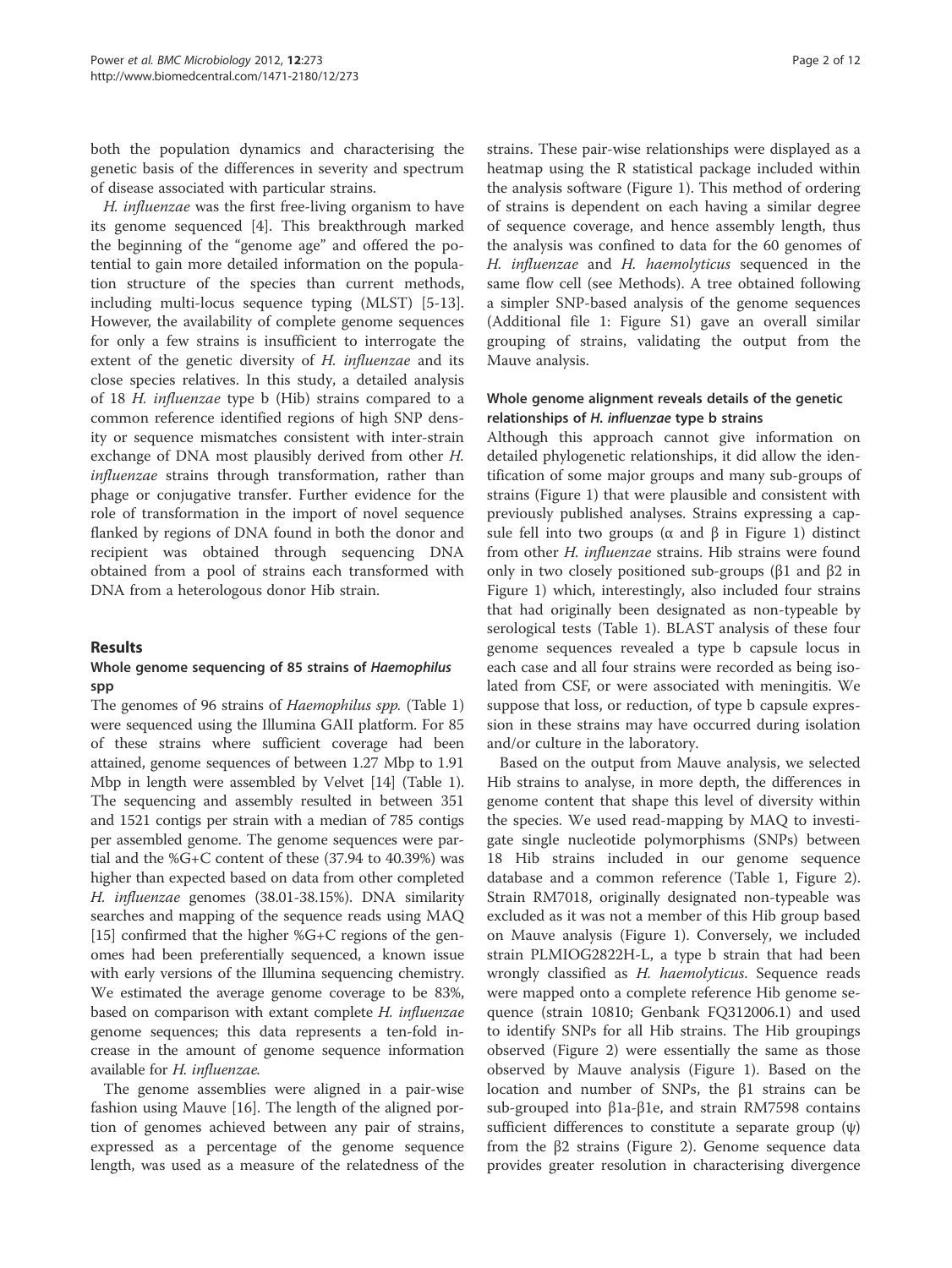both the population dynamics and characterising the genetic basis of the differences in severity and spectrum of disease associated with particular strains.

*H. influenzae* was the first free-living organism to have its genome sequenced [4]. This breakthrough marked the beginning of the "genome age" and offered the potential to gain more detailed information on the population structure of the species than current methods, including multi-locus sequence typing (MLST) [5-13]. However, the availability of complete genome sequences for only a few strains is insufficient to interrogate the extent of the genetic diversity of *H. influenzae* and its close species relatives. In this study, a detailed analysis of 18 *H. influenzae* type b (Hib) strains compared to a common reference identified regions of high SNP density or sequence mismatches consistent with inter-strain exchange of DNA most plausibly derived from other *H. influenzae* strains through transformation, rather than phage or conjugative transfer. Further evidence for the role of transformation in the import of novel sequence flanked by regions of DNA found in both the donor and recipient was obtained through sequencing DNA obtained from a pool of strains each transformed with DNA from a heterologous donor Hib strain.

## Results

### Whole genome sequencing of 85 strains of *Haemophilus* spp

The genomes of 96 strains of *Haemophilus spp.* (Table 1) were sequenced using the Illumina GAII platform. For 85 of these strains where sufficient coverage had been attained, genome sequences of between 1.27 Mbp to 1.91 Mbp in length were assembled by Velvet [14] (Table 1). The sequencing and assembly resulted in between 351 and 1521 contigs per strain with a median of 785 contigs per assembled genome. The genome sequences were partial and the %G+C content of these (37.94 to 40.39%) was higher than expected based on data from other completed *H. influenzae* genomes (38.01-38.15%). DNA similarity searches and mapping of the sequence reads using MAQ [15] confirmed that the higher %G+C regions of the genomes had been preferentially sequenced, a known issue with early versions of the Illumina sequencing chemistry. We estimated the average genome coverage to be 83%, based on comparison with extant complete *H. influenzae* genome sequences; this data represents a ten-fold increase in the amount of genome sequence information available for *H. influenzae*.

The genome assemblies were aligned in a pair-wise fashion using Mauve [16]. The length of the aligned portion of genomes achieved between any pair of strains, expressed as a percentage of the genome sequence length, was used as a measure of the relatedness of the strains. These pair-wise relationships were displayed as a heatmap using the R statistical package included within the analysis software (Figure 1). This method of ordering of strains is dependent on each having a similar degree of sequence coverage, and hence assembly length, thus the analysis was confined to data for the 60 genomes of *H. influenzae* and *H. haemolyticus* sequenced in the same flow cell (see Methods). A tree obtained following a simpler SNP-based analysis of the genome sequences (Additional file 1: Figure S1) gave an overall similar grouping of strains, validating the output from the Mauve analysis.

### Whole genome alignment reveals details of the genetic relationships of *H. influenzae* type b strains

Although this approach cannot give information on detailed phylogenetic relationships, it did allow the identification of some major groups and many sub-groups of strains (Figure 1) that were plausible and consistent with previously published analyses. Strains expressing a capsule fell into two groups (α and β in Figure 1) distinct from other *H. influenzae* strains. Hib strains were found only in two closely positioned sub-groups (β1 and β2 in Figure 1) which, interestingly, also included four strains that had originally been designated as non-typeable by serological tests (Table 1). BLAST analysis of these four genome sequences revealed a type b capsule locus in each case and all four strains were recorded as being isolated from CSF, or were associated with meningitis. We suppose that loss, or reduction, of type b capsule expression in these strains may have occurred during isolation and/or culture in the laboratory.

Based on the output from Mauve analysis, we selected Hib strains to analyse, in more depth, the differences in genome content that shape this level of diversity within the species. We used read-mapping by MAQ to investigate single nucleotide polymorphisms (SNPs) between 18 Hib strains included in our genome sequence database and a common reference (Table 1, Figure 2). Strain RM7018, originally designated non-typeable was excluded as it was not a member of this Hib group based on Mauve analysis (Figure 1). Conversely, we included strain PLMIOG2822H-L, a type b strain that had been wrongly classified as *H. haemolyticus*. Sequence reads were mapped onto a complete reference Hib genome sequence (strain 10810; Genbank FQ312006.1) and used to identify SNPs for all Hib strains. The Hib groupings observed (Figure 2) were essentially the same as those observed by Mauve analysis (Figure 1). Based on the location and number of SNPs, the β1 strains can be sub-grouped into β1a-β1e, and strain RM7598 contains sufficient differences to constitute a separate group (ψ) from the β2 strains (Figure 2). Genome sequence data provides greater resolution in characterising divergence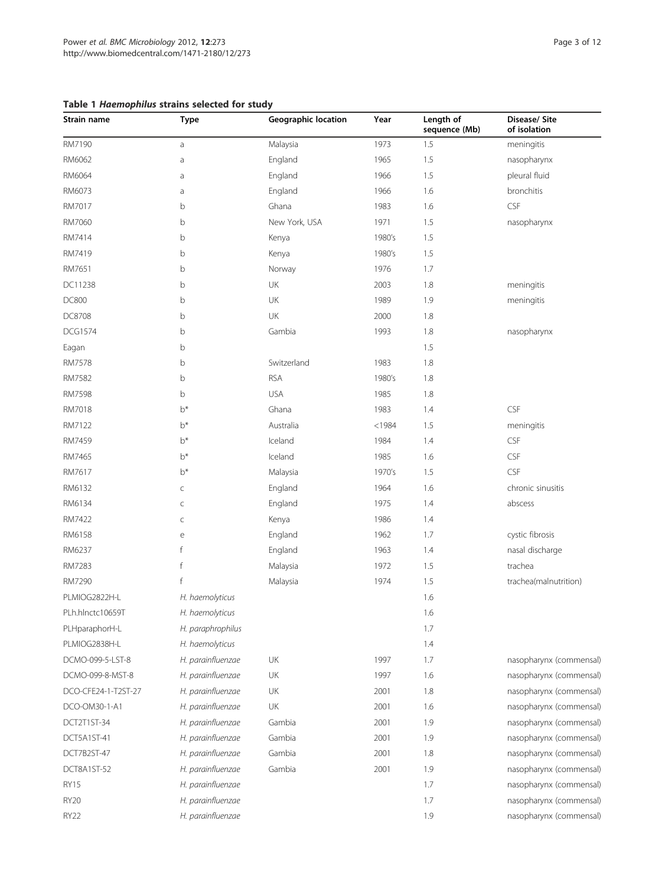**Table 1 *Haemophilus* strains selected for study**

| Strain name | Type | Geographic location | Year | Length of sequence (Mb) | Disease/ Site of isolation |
|---|---|---|---|---|---|
| RM7190 | a | Malaysia | 1973 | 1.5 | meningitis |
| RM6062 | a | England | 1965 | 1.5 | nasopharynx |
| RM6064 | a | England | 1966 | 1.5 | pleural fluid |
| RM6073 | a | England | 1966 | 1.6 | bronchitis |
| RM7017 | b | Ghana | 1983 | 1.6 | CSF |
| RM7060 | b | New York, USA | 1971 | 1.5 | nasopharynx |
| RM7414 | b | Kenya | 1980's | 1.5 | |
| RM7419 | b | Kenya | 1980's | 1.5 | |
| RM7651 | b | Norway | 1976 | 1.7 | |
| DC11238 | b | UK | 2003 | 1.8 | meningitis |
| DC800 | b | UK | 1989 | 1.9 | meningitis |
| DC8708 | b | UK | 2000 | 1.8 | |
| DCG1574 | b | Gambia | 1993 | 1.8 | nasopharynx |
| Eagan | b | | | 1.5 | |
| RM7578 | b | Switzerland | 1983 | 1.8 | |
| RM7582 | b | RSA | 1980's | 1.8 | |
| RM7598 | b | USA | 1985 | 1.8 | |
| RM7018 | b* | Ghana | 1983 | 1.4 | CSF |
| RM7122 | b* | Australia | <1984 | 1.5 | meningitis |
| RM7459 | b* | Iceland | 1984 | 1.4 | CSF |
| RM7465 | b* | Iceland | 1985 | 1.6 | CSF |
| RM7617 | b* | Malaysia | 1970's | 1.5 | CSF |
| RM6132 | c | England | 1964 | 1.6 | chronic sinusitis |
| RM6134 | c | England | 1975 | 1.4 | abscess |
| RM7422 | c | Kenya | 1986 | 1.4 | |
| RM6158 | e | England | 1962 | 1.7 | cystic fibrosis |
| RM6237 | f | England | 1963 | 1.4 | nasal discharge |
| RM7283 | f | Malaysia | 1972 | 1.5 | trachea |
| RM7290 | f | Malaysia | 1974 | 1.5 | trachea(malnutrition) |
| PLMIOG2822H-L | *H. haemolyticus* | | | 1.6 | |
| PLh.hlnctc10659T | *H. haemolyticus* | | | 1.6 | |
| PLHparaphorH-L | *H. paraphrophilus* | | | 1.7 | |
| PLMIOG2838H-L | *H. haemolyticus* | | | 1.4 | |
| DCMO-099-5-LST-8 | *H. parainfluenzae* | UK | 1997 | 1.7 | nasopharynx (commensal) |
| DCMO-099-8-MST-8 | *H. parainfluenzae* | UK | 1997 | 1.6 | nasopharynx (commensal) |
| DCO-CFE24-1-T2ST-27 | *H. parainfluenzae* | UK | 2001 | 1.8 | nasopharynx (commensal) |
| DCO-OM30-1-A1 | *H. parainfluenzae* | UK | 2001 | 1.6 | nasopharynx (commensal) |
| DCT2T1ST-34 | *H. parainfluenzae* | Gambia | 2001 | 1.9 | nasopharynx (commensal) |
| DCT5A1ST-41 | *H. parainfluenzae* | Gambia | 2001 | 1.9 | nasopharynx (commensal) |
| DCT7B2ST-47 | *H. parainfluenzae* | Gambia | 2001 | 1.8 | nasopharynx (commensal) |
| DCT8A1ST-52 | *H. parainfluenzae* | Gambia | 2001 | 1.9 | nasopharynx (commensal) |
| RY15 | *H. parainfluenzae* | | | 1.7 | nasopharynx (commensal) |
| RY20 | *H. parainfluenzae* | | | 1.7 | nasopharynx (commensal) |
| RY22 | *H. parainfluenzae* | | | 1.9 | nasopharynx (commensal) |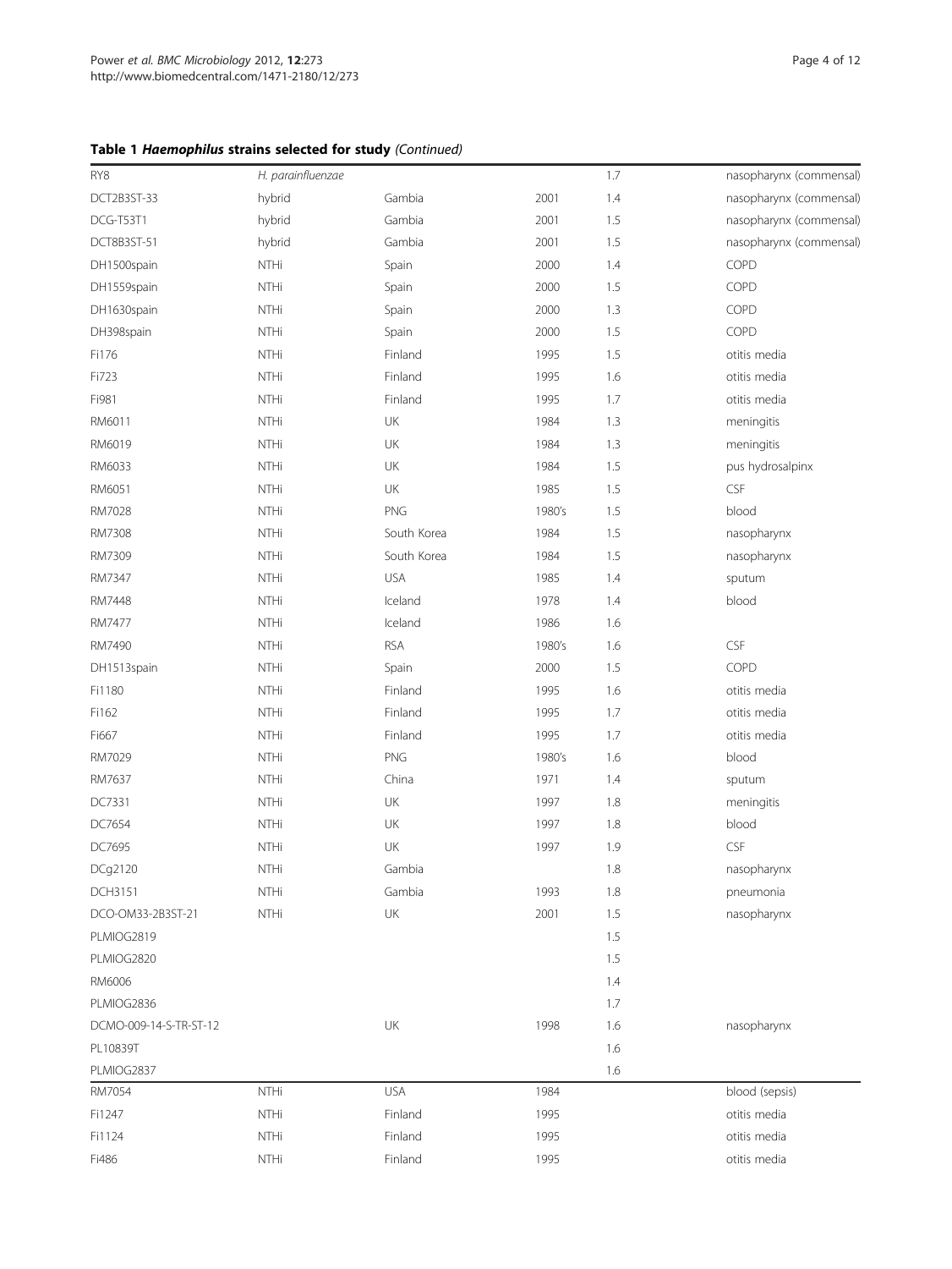**Table 1 *Haemophilus* strains selected for study** *(Continued)*

| | | | | | |
|---|---|---|---|---|---|
| RY8 | *H. parainfluenzae* | | | 1.7 | nasopharynx (commensal) |
| DCT2B3ST-33 | hybrid | Gambia | 2001 | 1.4 | nasopharynx (commensal) |
| DCG-T53T1 | hybrid | Gambia | 2001 | 1.5 | nasopharynx (commensal) |
| DCT8B3ST-51 | hybrid | Gambia | 2001 | 1.5 | nasopharynx (commensal) |
| DH1500spain | NTHi | Spain | 2000 | 1.4 | COPD |
| DH1559spain | NTHi | Spain | 2000 | 1.5 | COPD |
| DH1630spain | NTHi | Spain | 2000 | 1.3 | COPD |
| DH398spain | NTHi | Spain | 2000 | 1.5 | COPD |
| Fi176 | NTHi | Finland | 1995 | 1.5 | otitis media |
| Fi723 | NTHi | Finland | 1995 | 1.6 | otitis media |
| Fi981 | NTHi | Finland | 1995 | 1.7 | otitis media |
| RM6011 | NTHi | UK | 1984 | 1.3 | meningitis |
| RM6019 | NTHi | UK | 1984 | 1.3 | meningitis |
| RM6033 | NTHi | UK | 1984 | 1.5 | pus hydrosalpinx |
| RM6051 | NTHi | UK | 1985 | 1.5 | CSF |
| RM7028 | NTHi | PNG | 1980's | 1.5 | blood |
| RM7308 | NTHi | South Korea | 1984 | 1.5 | nasopharynx |
| RM7309 | NTHi | South Korea | 1984 | 1.5 | nasopharynx |
| RM7347 | NTHi | USA | 1985 | 1.4 | sputum |
| RM7448 | NTHi | Iceland | 1978 | 1.4 | blood |
| RM7477 | NTHi | Iceland | 1986 | 1.6 | |
| RM7490 | NTHi | RSA | 1980's | 1.6 | CSF |
| DH1513spain | NTHi | Spain | 2000 | 1.5 | COPD |
| Fi1180 | NTHi | Finland | 1995 | 1.6 | otitis media |
| Fi162 | NTHi | Finland | 1995 | 1.7 | otitis media |
| Fi667 | NTHi | Finland | 1995 | 1.7 | otitis media |
| RM7029 | NTHi | PNG | 1980's | 1.6 | blood |
| RM7637 | NTHi | China | 1971 | 1.4 | sputum |
| DC7331 | NTHi | UK | 1997 | 1.8 | meningitis |
| DC7654 | NTHi | UK | 1997 | 1.8 | blood |
| DC7695 | NTHi | UK | 1997 | 1.9 | CSF |
| DCg2120 | NTHi | Gambia | | 1.8 | nasopharynx |
| DCH3151 | NTHi | Gambia | 1993 | 1.8 | pneumonia |
| DCO-OM33-2B3ST-21 | NTHi | UK | 2001 | 1.5 | nasopharynx |
| PLMIOG2819 | | | | 1.5 | |
| PLMIOG2820 | | | | 1.5 | |
| RM6006 | | | | 1.4 | |
| PLMIOG2836 | | | | 1.7 | |
| DCMO-009-14-S-TR-ST-12 | | UK | 1998 | 1.6 | nasopharynx |
| PL10839T | | | | 1.6 | |
| PLMIOG2837 | | | | 1.6 | |
| RM7054 | NTHi | USA | 1984 | | blood (sepsis) |
| Fi1247 | NTHi | Finland | 1995 | | otitis media |
| Fi1124 | NTHi | Finland | 1995 | | otitis media |
| Fi486 | NTHi | Finland | 1995 | | otitis media |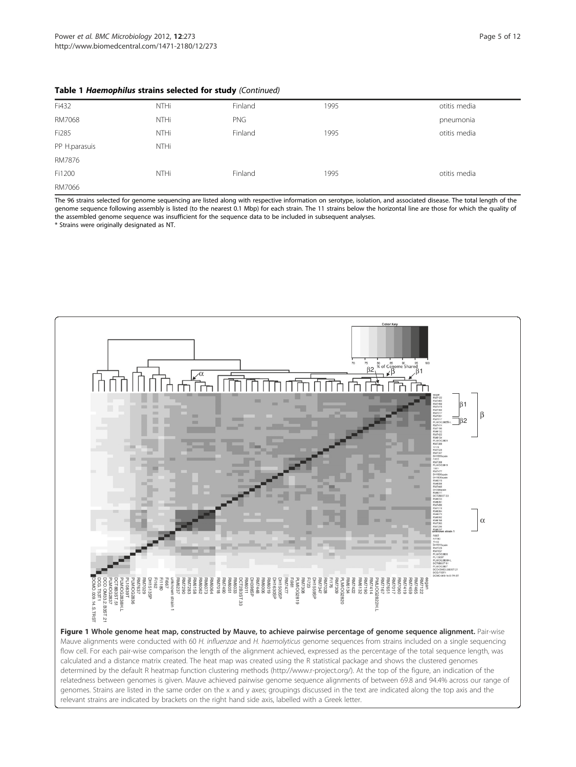**Table 1 *Haemophilus* strains selected for study** *(Continued)*

| | | | | |
|---|---|---|---|---|
| Fi432 | NTHi | Finland | 1995 | otitis media |
| RM7068 | NTHi | PNG | | pneumonia |
| Fi285 | NTHi | Finland | 1995 | otitis media |
| PP H.parasuis | NTHi | | | |
| RM7876 | | | | |
| Fi1200 | NTHi | Finland | 1995 | otitis media |
| RM7066 | | | | |

The 96 strains selected for genome sequencing are listed along with respective information on serotype, isolation, and associated disease. The total length of the genome sequence following assembly is listed (to the nearest 0.1 Mbp) for each strain. The 11 strains below the horizontal line are those for which the quality of the assembled genome sequence was insufficient for the sequence data to be included in subsequent analyses.

* Strains were originally designated as NT.

**Figure 1 Whole genome heat map, constructed by Mauve, to achieve pairwise percentage of genome sequence alignment.** Pair-wise Mauve alignments were conducted with 60 *H. influenzae* and *H. haemolyticus* genome sequences from strains included on a single sequencing flow cell. For each pair-wise comparison the length of the alignment achieved, expressed as the percentage of the total sequence length, was calculated and a distance matrix created. The heat map was created using the R statistical package and shows the clustered genomes determined by the default R heatmap function clustering methods (http://www.r-project.org/). At the top of the figure, an indication of the relatedness between genomes is given. Mauve achieved pairwise genome sequence alignments of between 69.8 and 94.4% across our range of genomes. Strains are listed in the same order on the x and y axes; groupings discussed in the text are indicated along the top axis and the relevant strains are indicated by brackets on the right hand side axis, labelled with a Greek letter.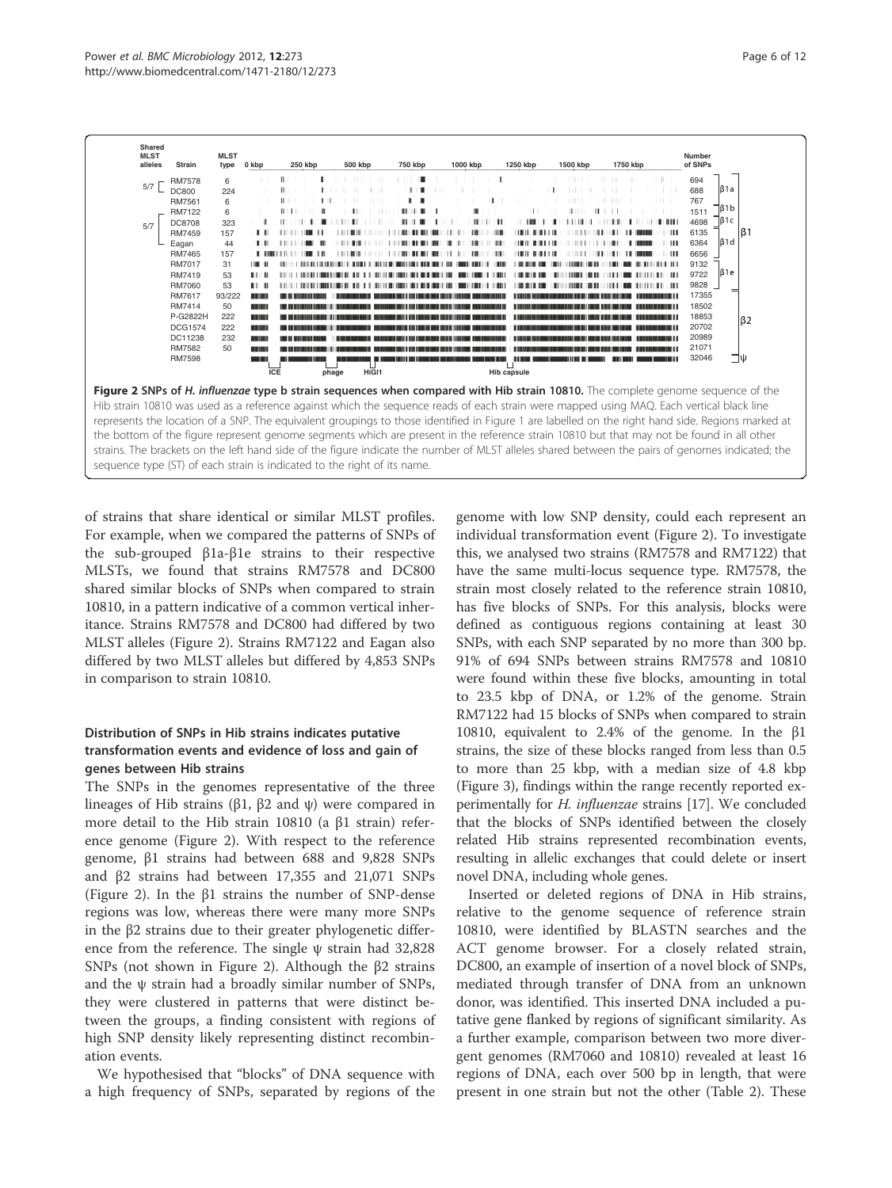**Figure 2 SNPs of *H. influenzae* type b strain sequences when compared with Hib strain 10810.** The complete genome sequence of the Hib strain 10810 was used as a reference against which the sequence reads of each strain were mapped using MAQ. Each vertical black line represents the location of a SNP. The equivalent groupings to those identified in Figure 1 are labelled on the right hand side. Regions marked at the bottom of the figure represent genome segments which are present in the reference strain 10810 but that may not be found in all other strains. The brackets on the left hand side of the figure indicate the number of MLST alleles shared between the pairs of genomes indicated; the sequence type (ST) of each strain is indicated to the right of its name.

of strains that share identical or similar MLST profiles. For example, when we compared the patterns of SNPs of the sub-grouped β1a-β1e strains to their respective MLSTs, we found that strains RM7578 and DC800 shared similar blocks of SNPs when compared to strain 10810, in a pattern indicative of a common vertical inheritance. Strains RM7578 and DC800 had differed by two MLST alleles (Figure 2). Strains RM7122 and Eagan also differed by two MLST alleles but differed by 4,853 SNPs in comparison to strain 10810.

### Distribution of SNPs in Hib strains indicates putative transformation events and evidence of loss and gain of genes between Hib strains

The SNPs in the genomes representative of the three lineages of Hib strains (β1, β2 and ψ) were compared in more detail to the Hib strain 10810 (a β1 strain) reference genome (Figure 2). With respect to the reference genome, β1 strains had between 688 and 9,828 SNPs and β2 strains had between 17,355 and 21,071 SNPs (Figure 2). In the β1 strains the number of SNP-dense regions was low, whereas there were many more SNPs in the β2 strains due to their greater phylogenetic difference from the reference. The single ψ strain had 32,828 SNPs (not shown in Figure 2). Although the β2 strains and the ψ strain had a broadly similar number of SNPs, they were clustered in patterns that were distinct between the groups, a finding consistent with regions of high SNP density likely representing distinct recombination events.

We hypothesised that "blocks" of DNA sequence with a high frequency of SNPs, separated by regions of the genome with low SNP density, could each represent an individual transformation event (Figure 2). To investigate this, we analysed two strains (RM7578 and RM7122) that have the same multi-locus sequence type. RM7578, the strain most closely related to the reference strain 10810, has five blocks of SNPs. For this analysis, blocks were defined as contiguous regions containing at least 30 SNPs, with each SNP separated by no more than 300 bp. 91% of 694 SNPs between strains RM7578 and 10810 were found within these five blocks, amounting in total to 23.5 kbp of DNA, or 1.2% of the genome. Strain RM7122 had 15 blocks of SNPs when compared to strain 10810, equivalent to 2.4% of the genome. In the β1 strains, the size of these blocks ranged from less than 0.5 to more than 25 kbp, with a median size of 4.8 kbp (Figure 3), findings within the range recently reported experimentally for *H. influenzae* strains [17]. We concluded that the blocks of SNPs identified between the closely related Hib strains represented recombination events, resulting in allelic exchanges that could delete or insert novel DNA, including whole genes.

Inserted or deleted regions of DNA in Hib strains, relative to the genome sequence of reference strain 10810, were identified by BLASTN searches and the ACT genome browser. For a closely related strain, DC800, an example of insertion of a novel block of SNPs, mediated through transfer of DNA from an unknown donor, was identified. This inserted DNA included a putative gene flanked by regions of significant similarity. As a further example, comparison between two more divergent genomes (RM7060 and 10810) revealed at least 16 regions of DNA, each over 500 bp in length, that were present in one strain but not the other (Table 2). These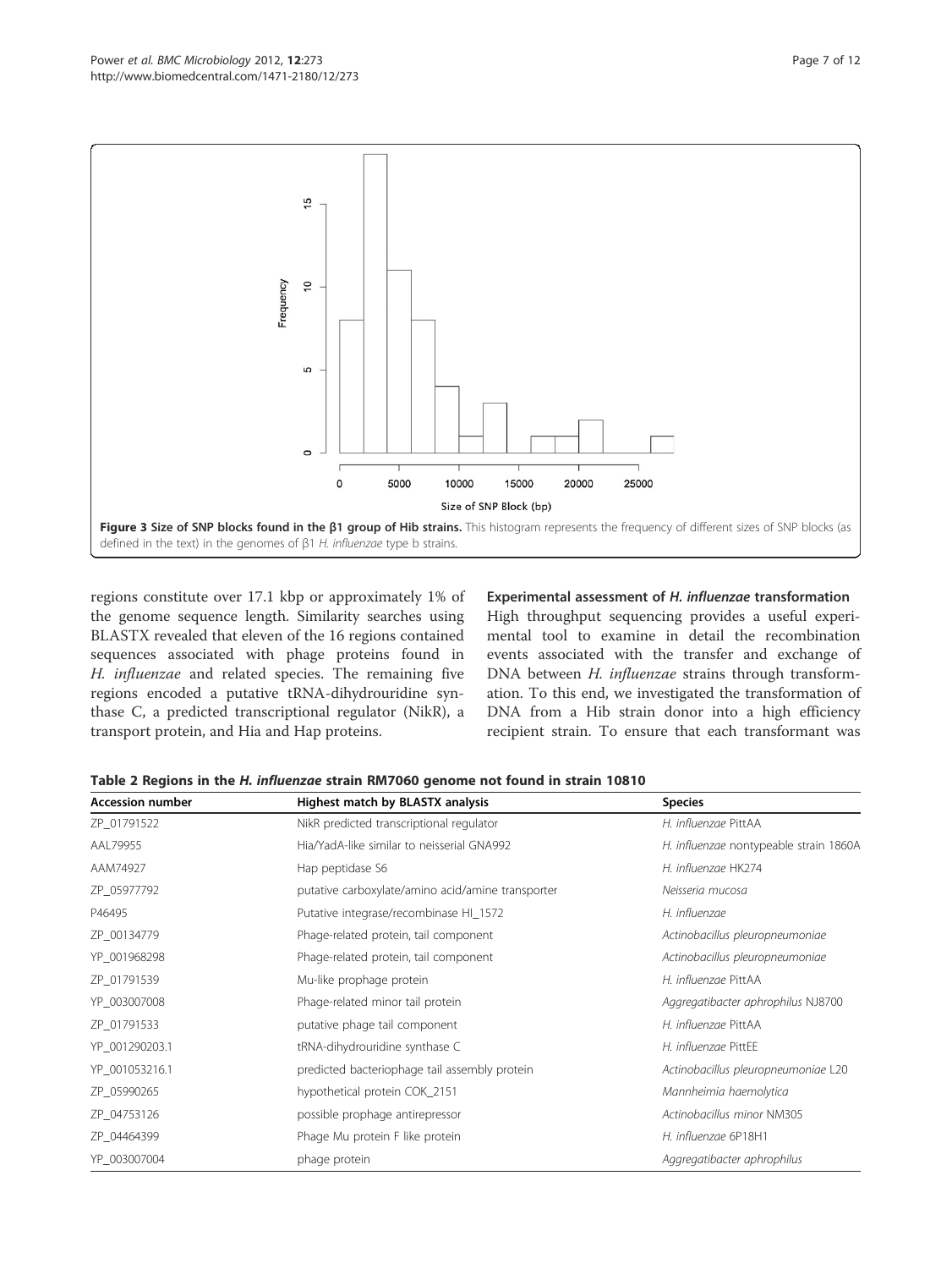**Figure 3 Size of SNP blocks found in the β1 group of Hib strains.** This histogram represents the frequency of different sizes of SNP blocks (as defined in the text) in the genomes of β1 *H. influenzae* type b strains.

regions constitute over 17.1 kbp or approximately 1% of the genome sequence length. Similarity searches using BLASTX revealed that eleven of the 16 regions contained sequences associated with phage proteins found in *H. influenzae* and related species. The remaining five regions encoded a putative tRNA-dihydrouridine synthase C, a predicted transcriptional regulator (NikR), a transport protein, and Hia and Hap proteins.

### Experimental assessment of *H. influenzae* transformation

High throughput sequencing provides a useful experimental tool to examine in detail the recombination events associated with the transfer and exchange of DNA between *H. influenzae* strains through transformation. To this end, we investigated the transformation of DNA from a Hib strain donor into a high efficiency recipient strain. To ensure that each transformant was

**Table 2 Regions in the *H. influenzae* strain RM7060 genome not found in strain 10810**

| Accession number | Highest match by BLASTX analysis | Species |
|---|---|---|
| ZP_01791522 | NikR predicted transcriptional regulator | *H. influenzae* PittAA |
| AAL79955 | Hia/YadA-like similar to neisserial GNA992 | *H. influenzae* nontypeable strain 1860A |
| AAM74927 | Hap peptidase S6 | *H. influenzae* HK274 |
| ZP_05977792 | putative carboxylate/amino acid/amine transporter | *Neisseria mucosa* |
| P46495 | Putative integrase/recombinase HI_1572 | *H. influenzae* |
| ZP_00134779 | Phage-related protein, tail component | *Actinobacillus pleuropneumoniae* |
| YP_001968298 | Phage-related protein, tail component | *Actinobacillus pleuropneumoniae* |
| ZP_01791539 | Mu-like prophage protein | *H. influenzae* PittAA |
| YP_003007008 | Phage-related minor tail protein | *Aggregatibacter aphrophilus* NJ8700 |
| ZP_01791533 | putative phage tail component | *H. influenzae* PittAA |
| YP_001290203.1 | tRNA-dihydrouridine synthase C | *H. influenzae* PittEE |
| YP_001053216.1 | predicted bacteriophage tail assembly protein | *Actinobacillus pleuropneumoniae* L20 |
| ZP_05990265 | hypothetical protein COK_2151 | *Mannheimia haemolytica* |
| ZP_04753126 | possible prophage antirepressor | *Actinobacillus minor* NM305 |
| ZP_04464399 | Phage Mu protein F like protein | *H. influenzae* 6P18H1 |
| YP_003007004 | phage protein | *Aggregatibacter aphrophilus* |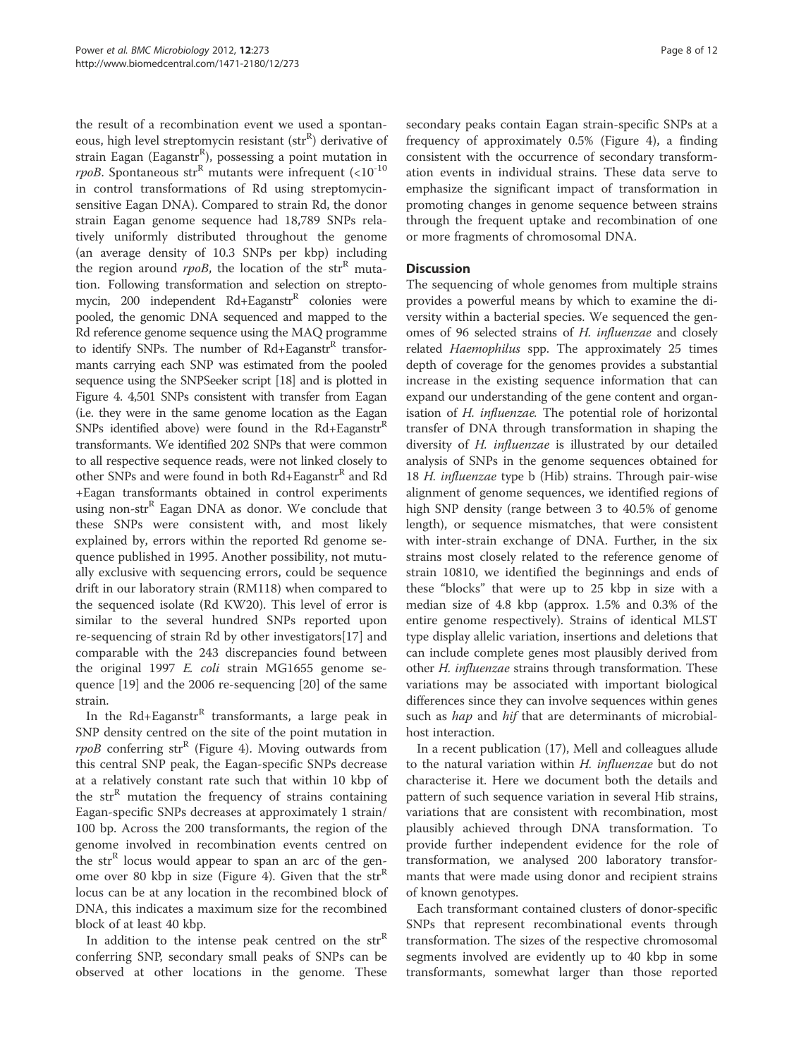the result of a recombination event we used a spontaneous, high level streptomycin resistant (str$^R$) derivative of strain Eagan (Eaganstr$^R$), possessing a point mutation in *rpoB*. Spontaneous str$^R$ mutants were infrequent ($<10^{-10}$ in control transformations of Rd using streptomycin-sensitive Eagan DNA). Compared to strain Rd, the donor strain Eagan genome sequence had 18,789 SNPs relatively uniformly distributed throughout the genome (an average density of 10.3 SNPs per kbp) including the region around *rpoB*, the location of the str$^R$ mutation. Following transformation and selection on streptomycin, 200 independent Rd+Eaganstr$^R$ colonies were pooled, the genomic DNA sequenced and mapped to the Rd reference genome sequence using the MAQ programme to identify SNPs. The number of Rd+Eaganstr$^R$ transformants carrying each SNP was estimated from the pooled sequence using the SNPSeeker script [18] and is plotted in Figure 4. 4,501 SNPs consistent with transfer from Eagan (i.e. they were in the same genome location as the Eagan SNPs identified above) were found in the Rd+Eaganstr$^R$ transformants. We identified 202 SNPs that were common to all respective sequence reads, were not linked closely to other SNPs and were found in both Rd+Eaganstr$^R$ and Rd +Eagan transformants obtained in control experiments using non-str$^R$ Eagan DNA as donor. We conclude that these SNPs were consistent with, and most likely explained by, errors within the reported Rd genome sequence published in 1995. Another possibility, not mutually exclusive with sequencing errors, could be sequence drift in our laboratory strain (RM118) when compared to the sequenced isolate (Rd KW20). This level of error is similar to the several hundred SNPs reported upon re-sequencing of strain Rd by other investigators[17] and comparable with the 243 discrepancies found between the original 1997 *E. coli* strain MG1655 genome sequence [19] and the 2006 re-sequencing [20] of the same strain.

In the Rd+Eaganstr$^R$ transformants, a large peak in SNP density centred on the site of the point mutation in *rpoB* conferring str$^R$ (Figure 4). Moving outwards from this central SNP peak, the Eagan-specific SNPs decrease at a relatively constant rate such that within 10 kbp of the str$^R$ mutation the frequency of strains containing Eagan-specific SNPs decreases at approximately 1 strain/ 100 bp. Across the 200 transformants, the region of the genome involved in recombination events centred on the str$^R$ locus would appear to span an arc of the genome over 80 kbp in size (Figure 4). Given that the str$^R$ locus can be at any location in the recombined block of DNA, this indicates a maximum size for the recombined block of at least 40 kbp.

In addition to the intense peak centred on the str$^R$ conferring SNP, secondary small peaks of SNPs can be observed at other locations in the genome. These secondary peaks contain Eagan strain-specific SNPs at a frequency of approximately 0.5% (Figure 4), a finding consistent with the occurrence of secondary transformation events in individual strains. These data serve to emphasize the significant impact of transformation in promoting changes in genome sequence between strains through the frequent uptake and recombination of one or more fragments of chromosomal DNA.

## Discussion

The sequencing of whole genomes from multiple strains provides a powerful means by which to examine the diversity within a bacterial species. We sequenced the genomes of 96 selected strains of *H. influenzae* and closely related *Haemophilus* spp. The approximately 25 times depth of coverage for the genomes provides a substantial increase in the existing sequence information that can expand our understanding of the gene content and organisation of *H. influenzae.* The potential role of horizontal transfer of DNA through transformation in shaping the diversity of *H. influenzae* is illustrated by our detailed analysis of SNPs in the genome sequences obtained for 18 *H. influenzae* type b (Hib) strains. Through pair-wise alignment of genome sequences, we identified regions of high SNP density (range between 3 to 40.5% of genome length), or sequence mismatches, that were consistent with inter-strain exchange of DNA. Further, in the six strains most closely related to the reference genome of strain 10810, we identified the beginnings and ends of these "blocks" that were up to 25 kbp in size with a median size of 4.8 kbp (approx. 1.5% and 0.3% of the entire genome respectively). Strains of identical MLST type display allelic variation, insertions and deletions that can include complete genes most plausibly derived from other *H. influenzae* strains through transformation. These variations may be associated with important biological differences since they can involve sequences within genes such as *hap* and *hif* that are determinants of microbial-host interaction.

In a recent publication (17), Mell and colleagues allude to the natural variation within *H. influenzae* but do not characterise it. Here we document both the details and pattern of such sequence variation in several Hib strains, variations that are consistent with recombination, most plausibly achieved through DNA transformation. To provide further independent evidence for the role of transformation, we analysed 200 laboratory transformants that were made using donor and recipient strains of known genotypes.

Each transformant contained clusters of donor-specific SNPs that represent recombinational events through transformation. The sizes of the respective chromosomal segments involved are evidently up to 40 kbp in some transformants, somewhat larger than those reported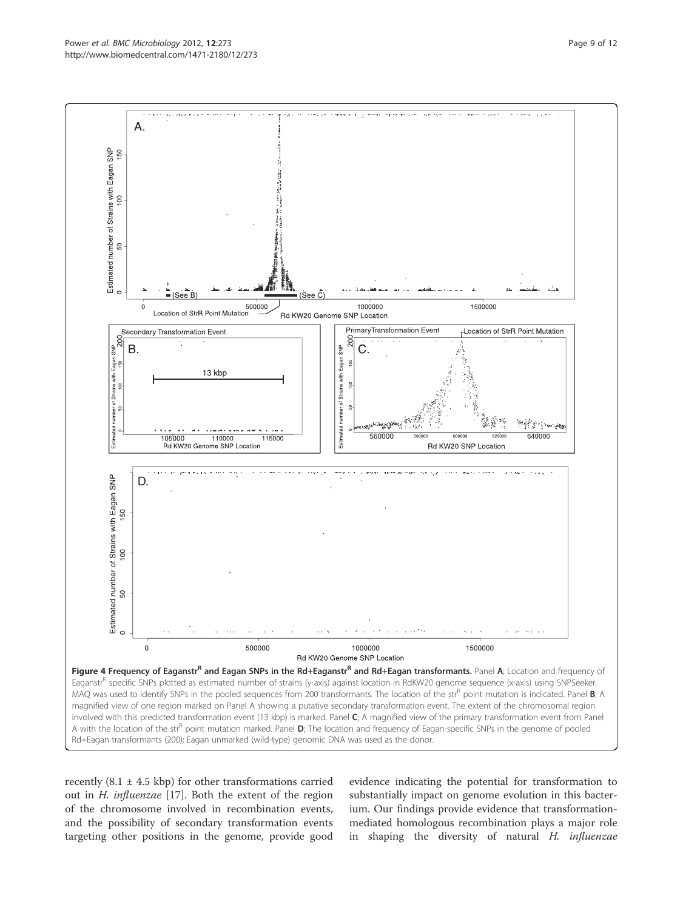**Figure 4 Frequency of Eaganstr$^R$ and Eagan SNPs in the Rd+Eaganstr$^R$ and Rd+Eagan transformants.** Panel **A**; Location and frequency of Eaganstr$^R$ specific SNPs plotted as estimated number of strains (y-axis) against location in RdKW20 genome sequence (x-axis) using SNPSeeker. MAQ was used to identify SNPs in the pooled sequences from 200 transformants. The location of the str$^R$ point mutation is indicated. Panel **B**; A magnified view of one region marked on Panel A showing a putative secondary transformation event. The extent of the chromosomal region involved with this predicted transformation event (13 kbp) is marked. Panel **C**; A magnified view of the primary transformation event from Panel A with the location of the str$^R$ point mutation marked. Panel **D**; The location and frequency of Eagan-specific SNPs in the genome of pooled Rd+Eagan transformants (200); Eagan unmarked (wild-type) genomic DNA was used as the donor.

recently (8.1 ± 4.5 kbp) for other transformations carried out in *H. influenzae* [17]. Both the extent of the region of the chromosome involved in recombination events, and the possibility of secondary transformation events targeting other positions in the genome, provide good evidence indicating the potential for transformation to substantially impact on genome evolution in this bacterium. Our findings provide evidence that transformation-mediated homologous recombination plays a major role in shaping the diversity of natural *H. influenzae*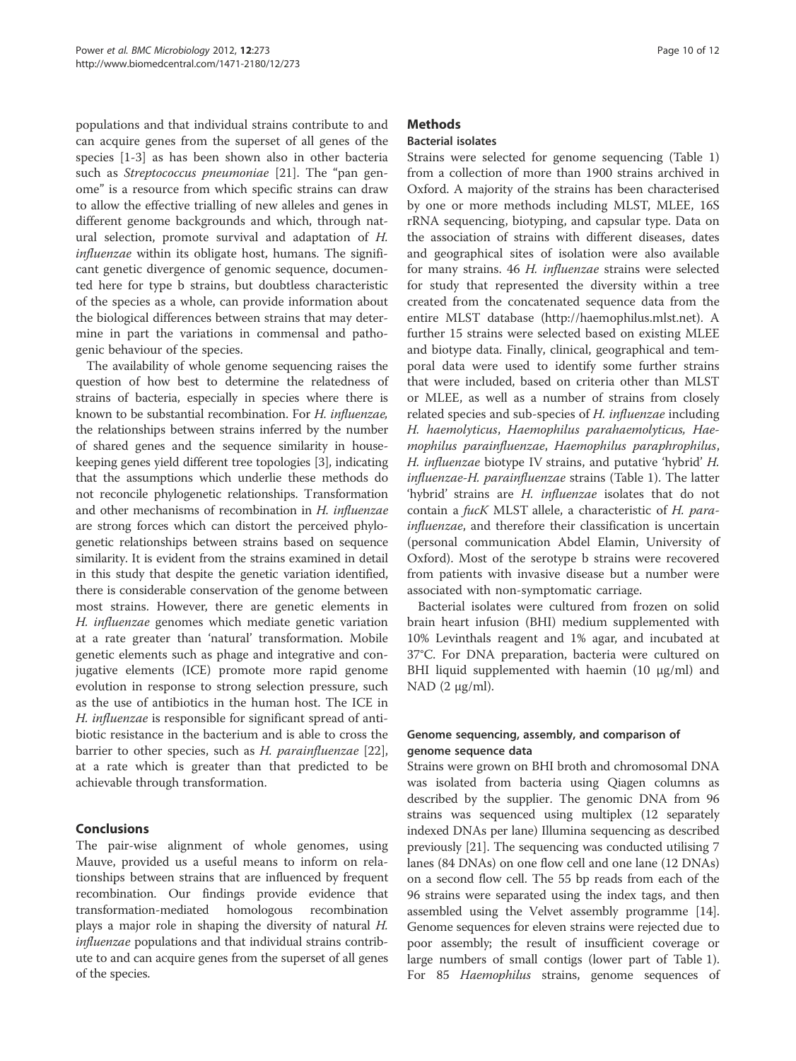populations and that individual strains contribute to and can acquire genes from the superset of all genes of the species [1-3] as has been shown also in other bacteria such as *Streptococcus pneumoniae* [21]. The "pan genome" is a resource from which specific strains can draw to allow the effective trialling of new alleles and genes in different genome backgrounds and which, through natural selection, promote survival and adaptation of *H. influenzae* within its obligate host, humans. The significant genetic divergence of genomic sequence, documented here for type b strains, but doubtless characteristic of the species as a whole, can provide information about the biological differences between strains that may determine in part the variations in commensal and pathogenic behaviour of the species.

The availability of whole genome sequencing raises the question of how best to determine the relatedness of strains of bacteria, especially in species where there is known to be substantial recombination. For *H. influenzae*, the relationships between strains inferred by the number of shared genes and the sequence similarity in housekeeping genes yield different tree topologies [3], indicating that the assumptions which underlie these methods do not reconcile phylogenetic relationships. Transformation and other mechanisms of recombination in *H. influenzae* are strong forces which can distort the perceived phylogenetic relationships between strains based on sequence similarity. It is evident from the strains examined in detail in this study that despite the genetic variation identified, there is considerable conservation of the genome between most strains. However, there are genetic elements in *H. influenzae* genomes which mediate genetic variation at a rate greater than 'natural' transformation. Mobile genetic elements such as phage and integrative and conjugative elements (ICE) promote more rapid genome evolution in response to strong selection pressure, such as the use of antibiotics in the human host. The ICE in *H. influenzae* is responsible for significant spread of antibiotic resistance in the bacterium and is able to cross the barrier to other species, such as *H. parainfluenzae* [22], at a rate which is greater than that predicted to be achievable through transformation.

## Conclusions

The pair-wise alignment of whole genomes, using Mauve, provided us a useful means to inform on relationships between strains that are influenced by frequent recombination. Our findings provide evidence that transformation-mediated homologous recombination plays a major role in shaping the diversity of natural *H. influenzae* populations and that individual strains contribute to and can acquire genes from the superset of all genes of the species.

## Methods

### Bacterial isolates

Strains were selected for genome sequencing (Table 1) from a collection of more than 1900 strains archived in Oxford. A majority of the strains has been characterised by one or more methods including MLST, MLEE, 16S rRNA sequencing, biotyping, and capsular type. Data on the association of strains with different diseases, dates and geographical sites of isolation were also available for many strains. 46 *H. influenzae* strains were selected for study that represented the diversity within a tree created from the concatenated sequence data from the entire MLST database (http://haemophilus.mlst.net). A further 15 strains were selected based on existing MLEE and biotype data. Finally, clinical, geographical and temporal data were used to identify some further strains that were included, based on criteria other than MLST or MLEE, as well as a number of strains from closely related species and sub-species of *H. influenzae* including *H. haemolyticus*, *Haemophilus parahaemolyticus*, *Haemophilus parainfluenzae*, *Haemophilus paraphrophilus*, *H. influenzae* biotype IV strains, and putative 'hybrid' *H. influenzae-H. parainfluenzae* strains (Table 1). The latter 'hybrid' strains are *H. influenzae* isolates that do not contain a *fucK* MLST allele, a characteristic of *H. parainfluenzae*, and therefore their classification is uncertain (personal communication Abdel Elamin, University of Oxford). Most of the serotype b strains were recovered from patients with invasive disease but a number were associated with non-symptomatic carriage.

Bacterial isolates were cultured from frozen on solid brain heart infusion (BHI) medium supplemented with 10% Levinthals reagent and 1% agar, and incubated at 37°C. For DNA preparation, bacteria were cultured on BHI liquid supplemented with haemin (10 μg/ml) and NAD (2 μg/ml).

### Genome sequencing, assembly, and comparison of genome sequence data

Strains were grown on BHI broth and chromosomal DNA was isolated from bacteria using Qiagen columns as described by the supplier. The genomic DNA from 96 strains was sequenced using multiplex (12 separately indexed DNAs per lane) Illumina sequencing as described previously [21]. The sequencing was conducted utilising 7 lanes (84 DNAs) on one flow cell and one lane (12 DNAs) on a second flow cell. The 55 bp reads from each of the 96 strains were separated using the index tags, and then assembled using the Velvet assembly programme [14]. Genome sequences for eleven strains were rejected due to poor assembly; the result of insufficient coverage or large numbers of small contigs (lower part of Table 1). For 85 *Haemophilus* strains, genome sequences of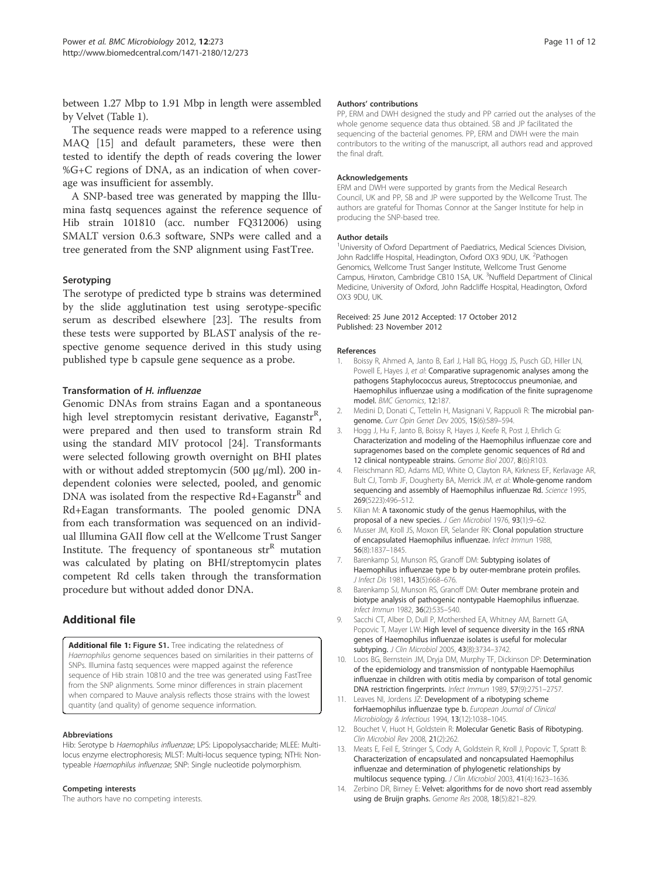between 1.27 Mbp to 1.91 Mbp in length were assembled by Velvet (Table 1).

The sequence reads were mapped to a reference using MAQ [15] and default parameters, these were then tested to identify the depth of reads covering the lower %G+C regions of DNA, as an indication of when coverage was insufficient for assembly.

A SNP-based tree was generated by mapping the Illumina fastq sequences against the reference sequence of Hib strain 101810 (acc. number FQ312006) using SMALT version 0.6.3 software, SNPs were called and a tree generated from the SNP alignment using FastTree.

### Serotyping

The serotype of predicted type b strains was determined by the slide agglutination test using serotype-specific serum as described elsewhere [23]. The results from these tests were supported by BLAST analysis of the respective genome sequence derived in this study using published type b capsule gene sequence as a probe.

### Transformation of *H. influenzae*

Genomic DNAs from strains Eagan and a spontaneous high level streptomycin resistant derivative, Eaganstr$^R$, were prepared and then used to transform strain Rd using the standard MIV protocol [24]. Transformants were selected following growth overnight on BHI plates with or without added streptomycin (500 μg/ml). 200 independent colonies were selected, pooled, and genomic DNA was isolated from the respective Rd+Eaganstr$^R$ and Rd+Eagan transformants. The pooled genomic DNA from each transformation was sequenced on an individual Illumina GAII flow cell at the Wellcome Trust Sanger Institute. The frequency of spontaneous str$^R$ mutation was calculated by plating on BHI/streptomycin plates competent Rd cells taken through the transformation procedure but without added donor DNA.

## Additional file

**Additional file 1: Figure S1.** Tree indicating the relatedness of *Haemophilus* genome sequences based on similarities in their patterns of SNPs. Illumina fastq sequences were mapped against the reference sequence of Hib strain 10810 and the tree was generated using FastTree from the SNP alignments. Some minor differences in strain placement when compared to Mauve analysis reflects those strains with the lowest quantity (and quality) of genome sequence information.

#### Abbreviations

Hib: Serotype b *Haemophilus influenzae*; LPS: Lipopolysaccharide; MLEE: Multi-locus enzyme electrophoresis; MLST: Multi-locus sequence typing; NTHi: Non-typeable *Haemophilus influenzae*; SNP: Single nucleotide polymorphism.

#### Competing interests

The authors have no competing interests.

#### Authors' contributions

PP, ERM and DWH designed the study and PP carried out the analyses of the whole genome sequence data thus obtained. SB and JP facilitated the sequencing of the bacterial genomes. PP, ERM and DWH were the main contributors to the writing of the manuscript, all authors read and approved the final draft.

#### Acknowledgements

ERM and DWH were supported by grants from the Medical Research Council, UK and PP, SB and JP were supported by the Wellcome Trust. The authors are grateful for Thomas Connor at the Sanger Institute for help in producing the SNP-based tree.

#### Author details

[1]University of Oxford Department of Paediatrics, Medical Sciences Division, John Radcliffe Hospital, Headington, Oxford OX3 9DU, UK. [2]Pathogen Genomics, Wellcome Trust Sanger Institute, Wellcome Trust Genome Campus, Hinxton, Cambridge CB10 1SA, UK. [3]Nuffield Department of Clinical Medicine, University of Oxford, John Radcliffe Hospital, Headington, Oxford OX3 9DU, UK.

Received: 25 June 2012 Accepted: 17 October 2012
Published: 23 November 2012

#### References

1. Boissy R, Ahmed A, Janto B, Earl J, Hall BG, Hogg JS, Pusch GD, Hiller LN, Powell E, Hayes J, *et al*: **Comparative supragenomic analyses among the pathogens Staphylococcus aureus, Streptococcus pneumoniae, and Haemophilus influenzae using a modification of the finite supragenome model.** *BMC Genomics*, **12:**187.
2. Medini D, Donati C, Tettelin H, Masignani V, Rappuoli R: **The microbial pan-genome.** *Curr Opin Genet Dev* 2005, **15**(6):589–594.
3. Hogg J, Hu F, Janto B, Boissy R, Hayes J, Keefe R, Post J, Ehrlich G: **Characterization and modeling of the Haemophilus influenzae core and supragenomes based on the complete genomic sequences of Rd and 12 clinical nontypeable strains.** *Genome Biol* 2007, **8**(6):R103.
4. Fleischmann RD, Adams MD, White O, Clayton RA, Kirkness EF, Kerlavage AR, Bult CJ, Tomb JF, Dougherty BA, Merrick JM, *et al*: **Whole-genome random sequencing and assembly of Haemophilus influenzae Rd.** *Science* 1995, **269**(5223):496–512.
5. Kilian M: **A taxonomic study of the genus Haemophilus, with the proposal of a new species.** *J Gen Microbiol* 1976, **93**(1):9–62.
6. Musser JM, Kroll JS, Moxon ER, Selander RK: **Clonal population structure of encapsulated Haemophilus influenzae.** *Infect Immun* 1988, **56**(8):1837–1845.
7. Barenkamp SJ, Munson RS, Granoff DM: **Subtyping isolates of Haemophilus influenzae type b by outer-membrane protein profiles.** *J Infect Dis* 1981, **143**(5):668–676.
8. Barenkamp SJ, Munson RS, Granoff DM: **Outer membrane protein and biotype analysis of pathogenic nontypable Haemophilus influenzae.** *Infect Immun* 1982, **36**(2):535–540.
9. Sacchi CT, Alber D, Dull P, Mothershed EA, Whitney AM, Barnett GA, Popovic T, Mayer LW: **High level of sequence diversity in the 16S rRNA genes of Haemophilus influenzae isolates is useful for molecular subtyping.** *J Clin Microbiol* 2005, **43**(8):3734–3742.
10. Loos BG, Bernstein JM, Dryja DM, Murphy TF, Dickinson DP: **Determination of the epidemiology and transmission of nontypable Haemophilus influenzae in children with otitis media by comparison of total genomic DNA restriction fingerprints.** *Infect Immun* 1989, **57**(9):2751–2757.
11. Leaves NI, Jordens JZ: **Development of a ribotyping scheme forHaemophilus influenzae type b.** *European Journal of Clinical Microbiology & Infectious* 1994, **13**(12):1038–1045.
12. Bouchet V, Huot H, Goldstein R: **Molecular Genetic Basis of Ribotyping.** *Clin Microbiol Rev* 2008, **21**(2):262.
13. Meats E, Feil E, Stringer S, Cody A, Goldstein R, Kroll J, Popovic T, Spratt B: **Characterization of encapsulated and noncapsulated Haemophilus influenzae and determination of phylogenetic relationships by multilocus sequence typing.** *J Clin Microbiol* 2003, **41**(4):1623–1636.
14. Zerbino DR, Birney E: **Velvet: algorithms for de novo short read assembly using de Bruijn graphs.** *Genome Res* 2008, **18**(5):821–829.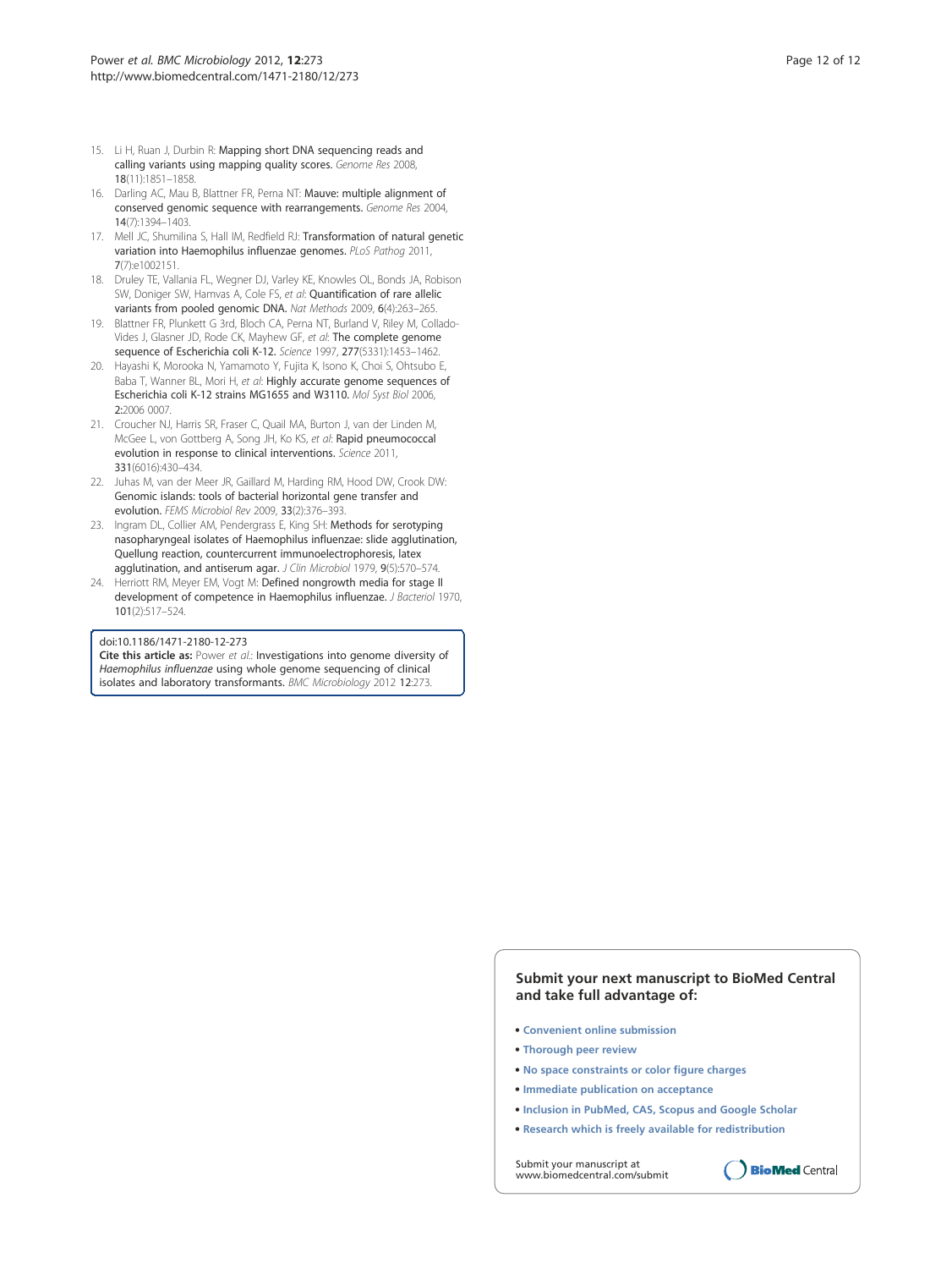15. Li H, Ruan J, Durbin R: **Mapping short DNA sequencing reads and calling variants using mapping quality scores.** *Genome Res* 2008, **18**(11):1851–1858.
16. Darling AC, Mau B, Blattner FR, Perna NT: **Mauve: multiple alignment of conserved genomic sequence with rearrangements.** *Genome Res* 2004, **14**(7):1394–1403.
17. Mell JC, Shumilina S, Hall IM, Redfield RJ: **Transformation of natural genetic variation into Haemophilus influenzae genomes.** *PLoS Pathog* 2011, **7**(7):e1002151.
18. Druley TE, Vallania FL, Wegner DJ, Varley KE, Knowles OL, Bonds JA, Robison SW, Doniger SW, Hamvas A, Cole FS, *et al*: **Quantification of rare allelic variants from pooled genomic DNA.** *Nat Methods* 2009, **6**(4):263–265.
19. Blattner FR, Plunkett G 3rd, Bloch CA, Perna NT, Burland V, Riley M, Collado-Vides J, Glasner JD, Rode CK, Mayhew GF, *et al*: **The complete genome sequence of Escherichia coli K-12.** *Science* 1997, **277**(5331):1453–1462.
20. Hayashi K, Morooka N, Yamamoto Y, Fujita K, Isono K, Choi S, Ohtsubo E, Baba T, Wanner BL, Mori H, *et al*: **Highly accurate genome sequences of Escherichia coli K-12 strains MG1655 and W3110.** *Mol Syst Biol* 2006, **2**:2006 0007.
21. Croucher NJ, Harris SR, Fraser C, Quail MA, Burton J, van der Linden M, McGee L, von Gottberg A, Song JH, Ko KS, *et al*: **Rapid pneumococcal evolution in response to clinical interventions.** *Science* 2011, **331**(6016):430–434.
22. Juhas M, van der Meer JR, Gaillard M, Harding RM, Hood DW, Crook DW: **Genomic islands: tools of bacterial horizontal gene transfer and evolution.** *FEMS Microbiol Rev* 2009, **33**(2):376–393.
23. Ingram DL, Collier AM, Pendergrass E, King SH: **Methods for serotyping nasopharyngeal isolates of Haemophilus influenzae: slide agglutination, Quellung reaction, countercurrent immunoelectrophoresis, latex agglutination, and antiserum agar.** *J Clin Microbiol* 1979, **9**(5):570–574.
24. Herriott RM, Meyer EM, Vogt M: **Defined nongrowth media for stage II development of competence in Haemophilus influenzae.** *J Bacteriol* 1970, **101**(2):517–524.

doi:10.1186/1471-2180-12-273

**Cite this article as:** Power *et al.*: Investigations into genome diversity of *Haemophilus influenzae* using whole genome sequencing of clinical isolates and laboratory transformants. *BMC Microbiology* 2012 **12**:273.

**Submit your next manuscript to BioMed Central and take full advantage of:**

- **Convenient online submission**
- **Thorough peer review**
- **No space constraints or color figure charges**
- **Immediate publication on acceptance**
- **Inclusion in PubMed, CAS, Scopus and Google Scholar**
- **Research which is freely available for redistribution**

Submit your manuscript at www.biomedcentral.com/submit

BioMed Central